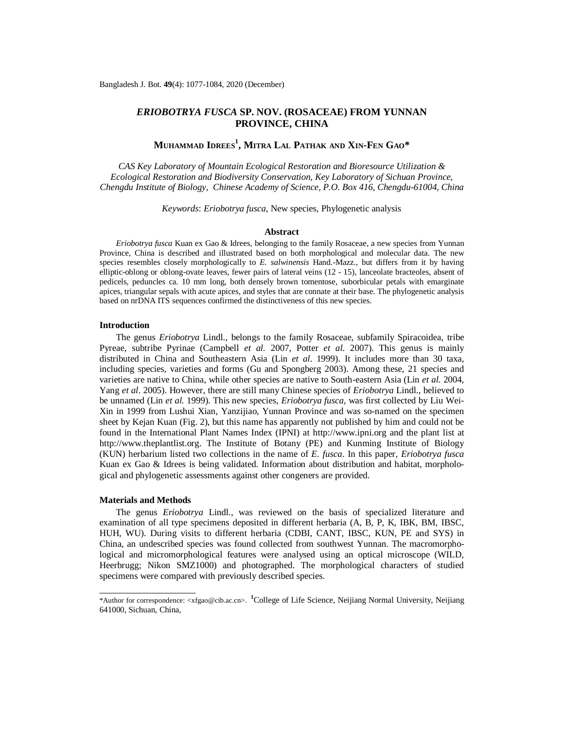# *ERIOBOTRYA FUSCA* SP. NOV. (ROSACEAE) FROM YUNNAN PROVINCE, CHINA

**MUHAMMAD IDREES[1], MITRA LAL PATHAK AND XIN-FEN GAO***

*CAS Key Laboratory of Mountain Ecological Restoration and Bioresource Utilization & Ecological Restoration and Biodiversity Conservation, Key Laboratory of Sichuan Province, Chengdu Institute of Biology, Chinese Academy of Science, P.O. Box 416, Chengdu-61004, China*

*Keywords*: *Eriobotrya fusca*, New species, Phylogenetic analysis

## Abstract

*Eriobotrya fusca* Kuan ex Gao & Idrees, belonging to the family Rosaceae, a new species from Yunnan Province, China is described and illustrated based on both morphological and molecular data. The new species resembles closely morphologically to *E. salwinensis* Hand.-Mazz., but differs from it by having elliptic-oblong or oblong-ovate leaves, fewer pairs of lateral veins (12 - 15), lanceolate bracteoles, absent of pedicels, peduncles ca. 10 mm long, both densely brown tomentose, suborbicular petals with emarginate apices, triangular sepals with acute apices, and styles that are connate at their base. The phylogenetic analysis based on nrDNA ITS sequences confirmed the distinctiveness of this new species.

## Introduction

The genus *Eriobotrya* Lindl., belongs to the family Rosaceae, subfamily Spiracoidea, tribe Pyreae, subtribe Pyrinae (Campbell *et al.* 2007, Potter *et al.* 2007). This genus is mainly distributed in China and Southeastern Asia (Lin *et al*. 1999). It includes more than 30 taxa, including species, varieties and forms (Gu and Spongberg 2003). Among these, 21 species and varieties are native to China, while other species are native to South-eastern Asia (Lin *et al.* 2004, Yang *et al*. 2005). However, there are still many Chinese species of *Eriobotrya* Lindl., believed to be unnamed (Lin *et al.* 1999). This new species, *Eriobotrya fusca,* was first collected by Liu Wei-Xin in 1999 from Lushui Xian, Yanzijiao, Yunnan Province and was so-named on the specimen sheet by Kejan Kuan (Fig. 2), but this name has apparently not published by him and could not be found in the International Plant Names Index (IPNI) at http://www.ipni.org and the plant list at http://www.theplantlist.org. The Institute of Botany (PE) and Kunming Institute of Biology (KUN) herbarium listed two collections in the name of *E. fusca*. In this paper, *Eriobotrya fusca* Kuan ex Gao & Idrees is being validated. Information about distribution and habitat, morphological and phylogenetic assessments against other congeners are provided.

## Materials and Methods

The genus *Eriobotrya* Lindl., was reviewed on the basis of specialized literature and examination of all type specimens deposited in different herbaria (A, B, P, K, IBK, BM, IBSC, HUH, WU). During visits to different herbaria (CDBI, CANT, IBSC, KUN, PE and SYS) in China, an undescribed species was found collected from southwest Yunnan. The macromorphological and micromorphological features were analysed using an optical microscope (WILD, Heerbrugg; Nikon SMZ1000) and photographed. The morphological characters of studied specimens were compared with previously described species.

---

*Author for correspondence: <xfgao@cib.ac.cn>. [1]College of Life Science, Neijiang Normal University, Neijiang 641000, Sichuan, China,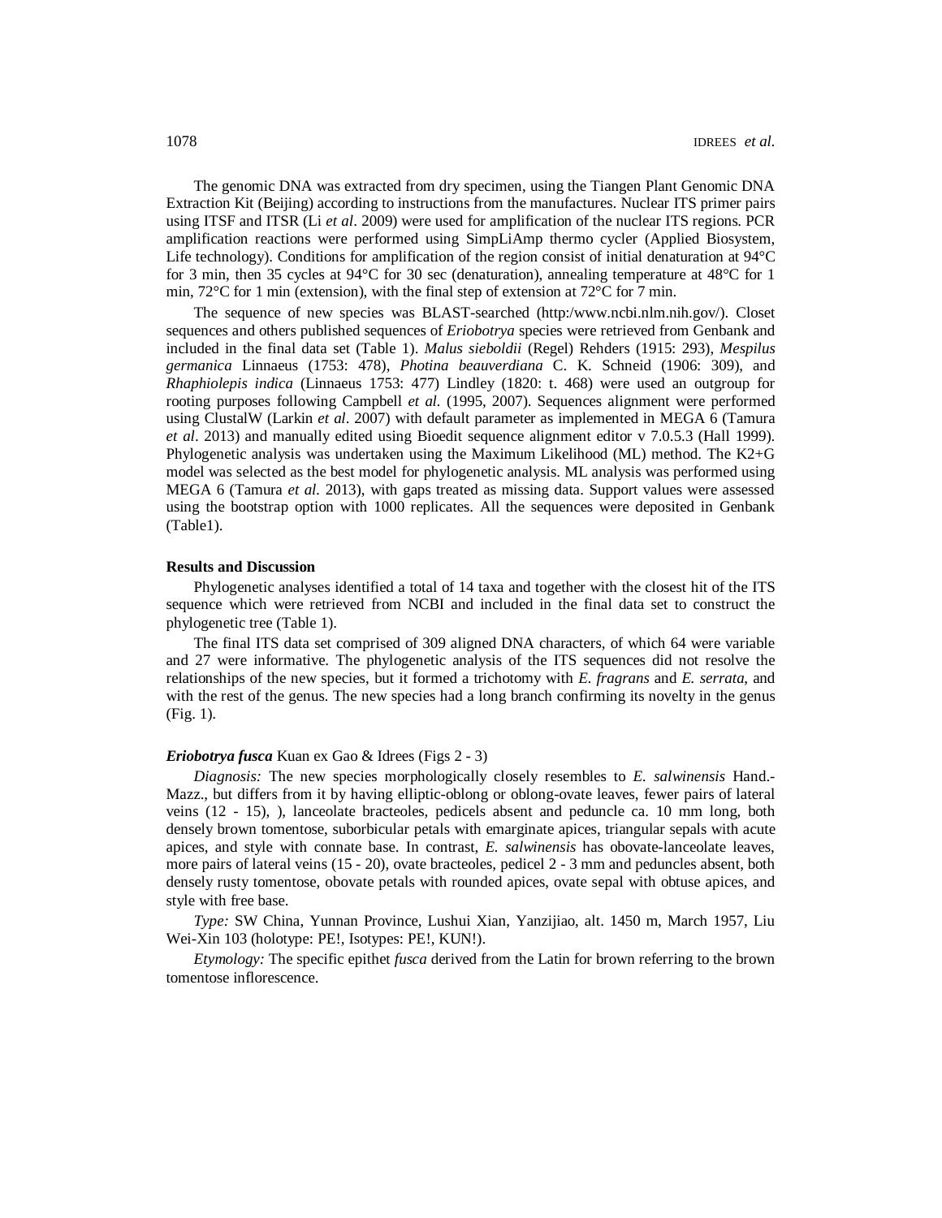The genomic DNA was extracted from dry specimen, using the Tiangen Plant Genomic DNA Extraction Kit (Beijing) according to instructions from the manufactures. Nuclear ITS primer pairs using ITSF and ITSR (Li *et al*. 2009) were used for amplification of the nuclear ITS regions. PCR amplification reactions were performed using SimpLiAmp thermo cycler (Applied Biosystem, Life technology). Conditions for amplification of the region consist of initial denaturation at 94°C for 3 min, then 35 cycles at 94°C for 30 sec (denaturation), annealing temperature at 48°C for 1 min, 72°C for 1 min (extension), with the final step of extension at 72°C for 7 min.

The sequence of new species was BLAST-searched (http:/www.ncbi.nlm.nih.gov/). Closet sequences and others published sequences of *Eriobotrya* species were retrieved from Genbank and included in the final data set (Table 1). *Malus sieboldii* (Regel) Rehders (1915: 293), *Mespilus germanica* Linnaeus (1753: 478), *Photina beauverdiana* C. K. Schneid (1906: 309), and *Rhaphiolepis indica* (Linnaeus 1753: 477) Lindley (1820: t. 468) were used an outgroup for rooting purposes following Campbell *et al.* (1995, 2007). Sequences alignment were performed using ClustalW (Larkin *et al*. 2007) with default parameter as implemented in MEGA 6 (Tamura *et al*. 2013) and manually edited using Bioedit sequence alignment editor v 7.0.5.3 (Hall 1999). Phylogenetic analysis was undertaken using the Maximum Likelihood (ML) method. The K2+G model was selected as the best model for phylogenetic analysis. ML analysis was performed using MEGA 6 (Tamura *et al.* 2013), with gaps treated as missing data. Support values were assessed using the bootstrap option with 1000 replicates. All the sequences were deposited in Genbank (Table1).

**Results and Discussion**

Phylogenetic analyses identified a total of 14 taxa and together with the closest hit of the ITS sequence which were retrieved from NCBI and included in the final data set to construct the phylogenetic tree (Table 1).

The final ITS data set comprised of 309 aligned DNA characters, of which 64 were variable and 27 were informative. The phylogenetic analysis of the ITS sequences did not resolve the relationships of the new species, but it formed a trichotomy with *E. fragrans* and *E. serrata*, and with the rest of the genus. The new species had a long branch confirming its novelty in the genus (Fig. 1).

***Eriobotrya fusca*** Kuan ex Gao & Idrees (Figs 2 - 3)

*Diagnosis:* The new species morphologically closely resembles to *E. salwinensis* Hand.-Mazz., but differs from it by having elliptic-oblong or oblong-ovate leaves, fewer pairs of lateral veins (12 - 15), ), lanceolate bracteoles, pedicels absent and peduncle ca. 10 mm long, both densely brown tomentose, suborbicular petals with emarginate apices, triangular sepals with acute apices, and style with connate base. In contrast, *E. salwinensis* has obovate-lanceolate leaves, more pairs of lateral veins (15 - 20), ovate bracteoles, pedicel 2 - 3 mm and peduncles absent, both densely rusty tomentose, obovate petals with rounded apices, ovate sepal with obtuse apices, and style with free base.

*Type:* SW China, Yunnan Province, Lushui Xian, Yanzijiao, alt. 1450 m, March 1957, Liu Wei-Xin 103 (holotype: PE!, Isotypes: PE!, KUN!).

*Etymology:* The specific epithet *fusca* derived from the Latin for brown referring to the brown tomentose inflorescence.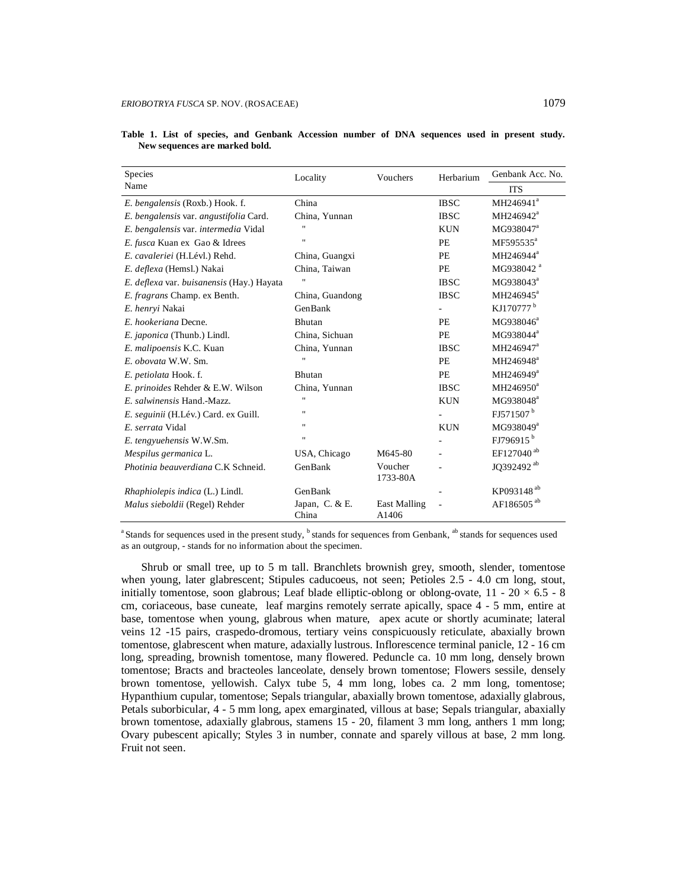**Table 1. List of species, and Genbank Accession number of DNA sequences used in present study. New sequences are marked bold.**

| Species Name | Locality | Vouchers | Herbarium | Genbank Acc. No. ITS |
|---|---|---|---|---|
| *E. bengalensis* (Roxb.) Hook. f. | China | | IBSC | MH246941[a] |
| *E. bengalensis* var. *angustifolia* Card. | China, Yunnan | | IBSC | MH246942[a] |
| *E. bengalensis* var. *intermedia* Vidal | " | | KUN | MG938047[a] |
| *E. fusca* Kuan ex Gao & Idrees | " | | PE | MF595535[a] |
| *E. cavaleriei* (H.Lévl.) Rehd. | China, Guangxi | | PE | MH246944[a] |
| *E. deflexa* (Hemsl.) Nakai | China, Taiwan | | PE | MG938042 [a] |
| *E. deflexa* var. *buisanensis* (Hay.) Hayata | " | | IBSC | MG938043[a] |
| *E. fragrans* Champ. ex Benth. | China, Guandong | | IBSC | MH246945[a] |
| *E. henryi* Nakai | GenBank | | - | KJ170777 [b] |
| *E. hookeriana* Decne. | Bhutan | | PE | MG938046[a] |
| *E. japonica* (Thunb.) Lindl. | China, Sichuan | | PE | MG938044[a] |
| *E. malipoensis* K.C. Kuan | China, Yunnan | | IBSC | MH246947[a] |
| *E. obovata* W.W. Sm. | " | | PE | MH246948[a] |
| *E. petiolata* Hook. f. | Bhutan | | PE | MH246949[a] |
| *E. prinoides* Rehder & E.W. Wilson | China, Yunnan | | IBSC | MH246950[a] |
| *E. salwinensis* Hand.-Mazz. | " | | KUN | MG938048[a] |
| *E. seguinii* (H.Lév.) Card. ex Guill. | " | | - | FJ571507 [b] |
| *E. serrata* Vidal | " | | KUN | MG938049[a] |
| *E. tengyuehensis* W.W.Sm. | " | | - | FJ796915 [b] |
| *Mespilus germanica* L. | USA, Chicago | M645-80 | - | EF127040 [ab] |
| *Photinia beauverdiana* C.K Schneid. | GenBank | Voucher 1733-80A | - | JQ392492 [ab] |
| *Rhaphiolepis indica* (L.) Lindl. | GenBank | | - | KP093148 [ab] |
| *Malus sieboldii* (Regel) Rehder | Japan, C. & E. China | East Malling A1406 | - | AF186505 [ab] |

[a] Stands for sequences used in the present study, [b] stands for sequences from Genbank, [ab] stands for sequences used as an outgroup, - stands for no information about the specimen.

Shrub or small tree, up to 5 m tall. Branchlets brownish grey, smooth, slender, tomentose when young, later glabrescent; Stipules caducoeus, not seen; Petioles 2.5 - 4.0 cm long, stout, initially tomentose, soon glabrous; Leaf blade elliptic-oblong or oblong-ovate, 11 - 20 × 6.5 - 8 cm, coriaceous, base cuneate, leaf margins remotely serrate apically, space 4 - 5 mm, entire at base, tomentose when young, glabrous when mature, apex acute or shortly acuminate; lateral veins 12 -15 pairs, craspedo-dromous, tertiary veins conspicuously reticulate, abaxially brown tomentose, glabrescent when mature, adaxially lustrous. Inflorescence terminal panicle, 12 - 16 cm long, spreading, brownish tomentose, many flowered. Peduncle ca. 10 mm long, densely brown tomentose; Bracts and bracteoles lanceolate, densely brown tomentose; Flowers sessile, densely brown tomentose, yellowish. Calyx tube 5, 4 mm long, lobes ca. 2 mm long, tomentose; Hypanthium cupular, tomentose; Sepals triangular, abaxially brown tomentose, adaxially glabrous, Petals suborbicular, 4 - 5 mm long, apex emarginated, villous at base; Sepals triangular, abaxially brown tomentose, adaxially glabrous, stamens 15 - 20, filament 3 mm long, anthers 1 mm long; Ovary pubescent apically; Styles 3 in number, connate and sparely villous at base, 2 mm long. Fruit not seen.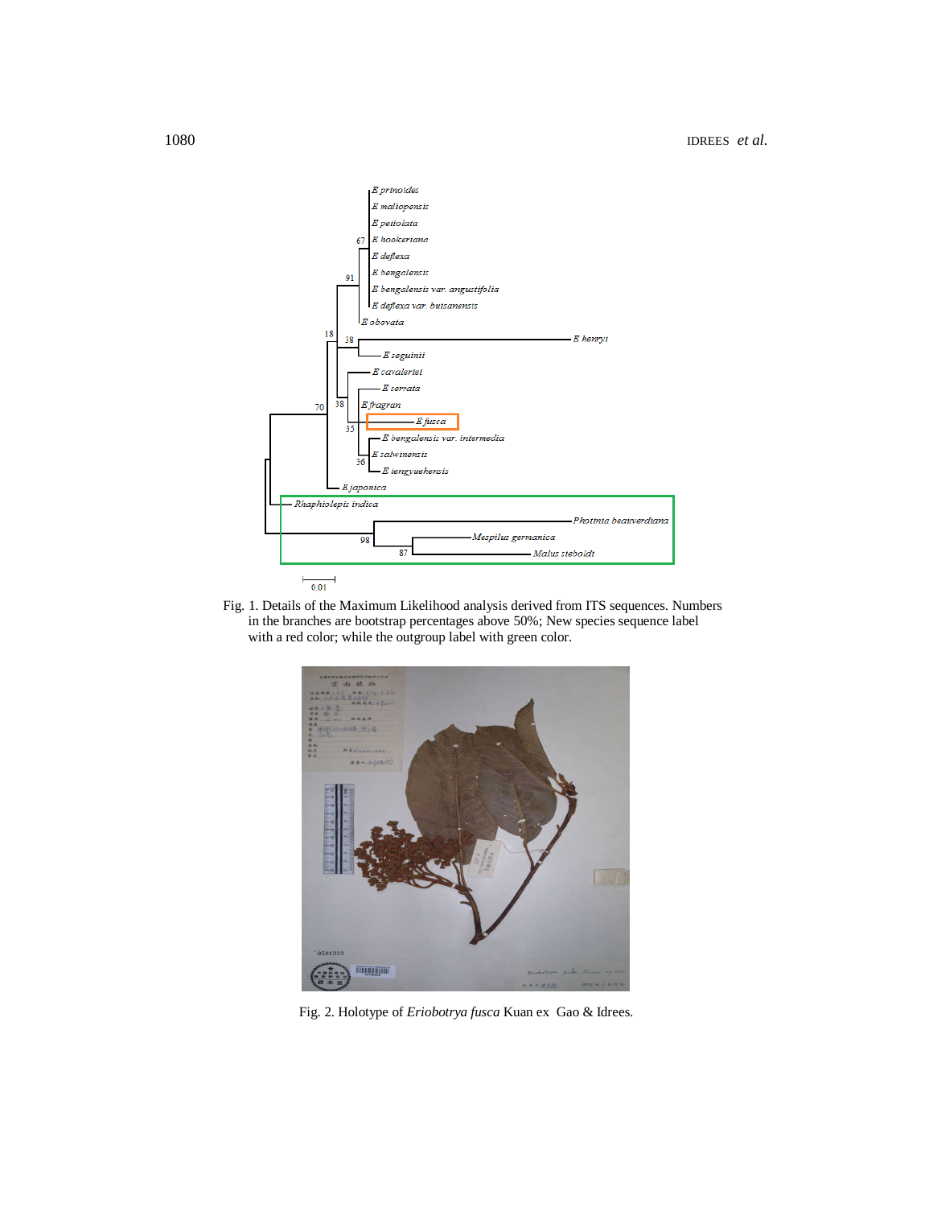E prinoides
E malipoensis
E petiolata
67 E hookeriana
E deflexa
91 E bengalensis
E bengalensis var. angustifolia
E deflexa var. buisanensis
E obovata
18
38 E henryi
E seguinii
E cavaleriei
E serrata
70 38 E fragran
E fusca
35
E bengalensis var. intermedia
E salwinensis
36 E tengyuehensis
E japonica
Rhaphiolepis indica
Photinia beauverdiana
98 Mespilus germanica
87 Malus sieboldi
0.01

Fig. 1. Details of the Maximum Likelihood analysis derived from ITS sequences. Numbers in the branches are bootstrap percentages above 50%; New species sequence label with a red color; while the outgroup label with green color.

Fig. 2. Holotype of *Eriobotrya fusca* Kuan ex Gao & Idrees.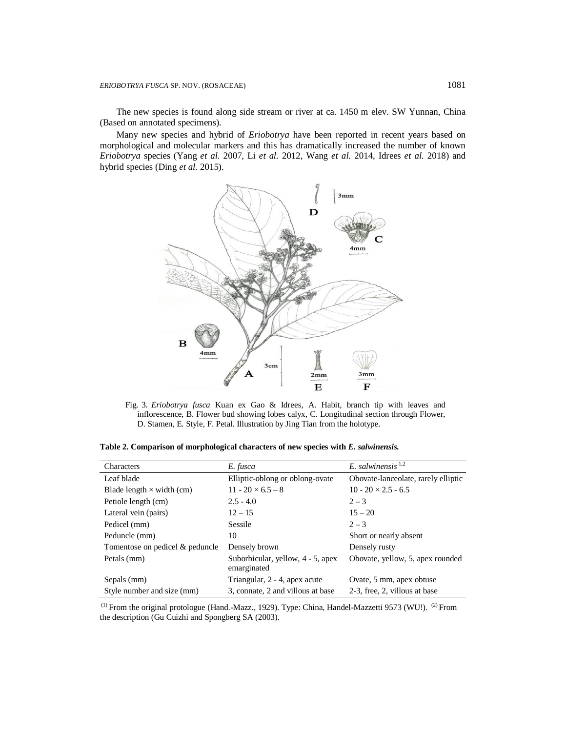The new species is found along side stream or river at ca. 1450 m elev. SW Yunnan, China (Based on annotated specimens).

Many new species and hybrid of *Eriobotrya* have been reported in recent years based on morphological and molecular markers and this has dramatically increased the number of known *Eriobotrya* species (Yang *et al.* 2007, Li *et al.* 2012, Wang *et al.* 2014, Idrees *et al.* 2018) and hybrid species (Ding *et al.* 2015).

Fig. 3. *Eriobotrya fusca* Kuan ex Gao & Idrees, A. Habit, branch tip with leaves and inflorescence, B. Flower bud showing lobes calyx, C. Longitudinal section through Flower, D. Stamen, E. Style, F. Petal. Illustration by Jing Tian from the holotype.

**Table 2. Comparison of morphological characters of new species with *E. salwinensis.***

| Characters | *E. fusca* | *E. salwinensis* [1,2] |
|---|---|---|
| Leaf blade | Elliptic-oblong or oblong-ovate | Obovate-lanceolate, rarely elliptic |
| Blade length × width (cm) | 11 - 20 × 6.5 – 8 | 10 - 20 × 2.5 - 6.5 |
| Petiole length (cm) | 2.5 - 4.0 | 2 – 3 |
| Lateral vein (pairs) | 12 – 15 | 15 – 20 |
| Pedicel (mm) | Sessile | 2 – 3 |
| Peduncle (mm) | 10 | Short or nearly absent |
| Tomentose on pedicel & peduncle | Densely brown | Densely rusty |
| Petals (mm) | Suborbicular, yellow, 4 - 5, apex emarginated | Obovate, yellow, 5, apex rounded |
| Sepals (mm) | Triangular, 2 - 4, apex acute | Ovate, 5 mm, apex obtuse |
| Style number and size (mm) | 3, connate, 2 and villous at base | 2-3, free, 2, villous at base |

(1) From the original protologue (Hand.-Mazz., 1929). Type: China, Handel-Mazzetti 9573 (WU!). (2) From the description (Gu Cuizhi and Spongberg SA (2003).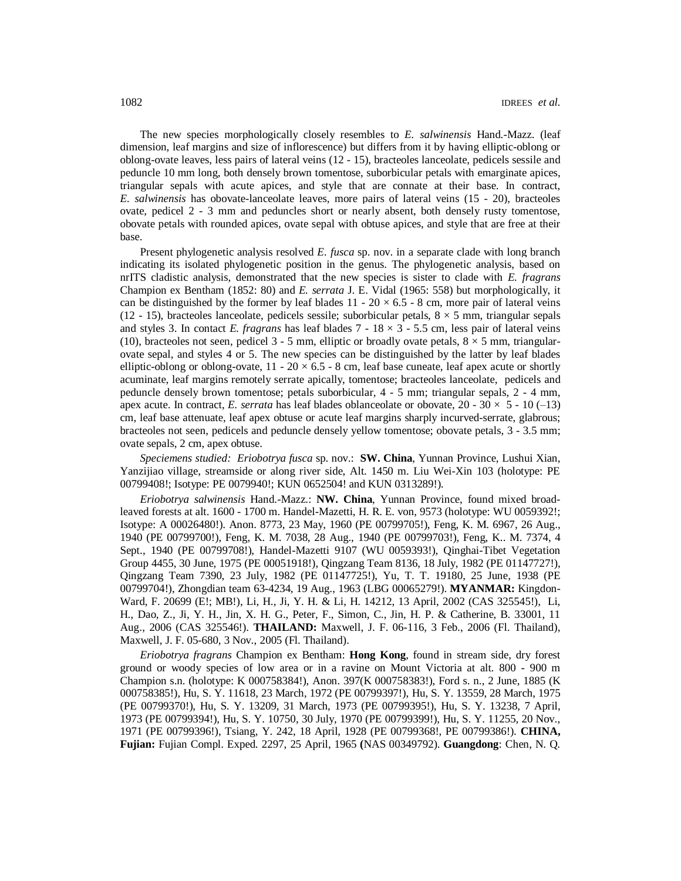The new species morphologically closely resembles to *E. salwinensis* Hand.-Mazz. (leaf dimension, leaf margins and size of inflorescence) but differs from it by having elliptic-oblong or oblong-ovate leaves, less pairs of lateral veins (12 - 15), bracteoles lanceolate, pedicels sessile and peduncle 10 mm long, both densely brown tomentose, suborbicular petals with emarginate apices, triangular sepals with acute apices, and style that are connate at their base. In contract, *E. salwinensis* has obovate-lanceolate leaves, more pairs of lateral veins (15 - 20), bracteoles ovate, pedicel 2 - 3 mm and peduncles short or nearly absent, both densely rusty tomentose, obovate petals with rounded apices, ovate sepal with obtuse apices, and style that are free at their base.

Present phylogenetic analysis resolved *E. fusca* sp. nov. in a separate clade with long branch indicating its isolated phylogenetic position in the genus. The phylogenetic analysis, based on nrITS cladistic analysis, demonstrated that the new species is sister to clade with *E. fragrans* Champion ex Bentham (1852: 80) and *E. serrata* J. E. Vidal (1965: 558) but morphologically, it can be distinguished by the former by leaf blades 11 - 20 × 6.5 - 8 cm, more pair of lateral veins (12 - 15), bracteoles lanceolate, pedicels sessile; suborbicular petals, 8 × 5 mm, triangular sepals and styles 3. In contact *E. fragrans* has leaf blades 7 - 18 × 3 - 5.5 cm, less pair of lateral veins (10), bracteoles not seen, pedicel 3 - 5 mm, elliptic or broadly ovate petals, 8 × 5 mm, triangular-ovate sepal, and styles 4 or 5. The new species can be distinguished by the latter by leaf blades elliptic-oblong or oblong-ovate, 11 - 20 × 6.5 - 8 cm, leaf base cuneate, leaf apex acute or shortly acuminate, leaf margins remotely serrate apically, tomentose; bracteoles lanceolate, pedicels and peduncle densely brown tomentose; petals suborbicular, 4 - 5 mm; triangular sepals, 2 - 4 mm, apex acute. In contract, *E. serrata* has leaf blades oblanceolate or obovate, 20 - 30 × 5 - 10 (–13) cm, leaf base attenuate, leaf apex obtuse or acute leaf margins sharply incurved-serrate, glabrous; bracteoles not seen, pedicels and peduncle densely yellow tomentose; obovate petals, 3 - 3.5 mm; ovate sepals, 2 cm, apex obtuse.

*Speciemens studied: Eriobotrya fusca* sp. nov.: **SW. China**, Yunnan Province, Lushui Xian, Yanzijiao village, streamside or along river side, Alt. 1450 m. Liu Wei-Xin 103 (holotype: PE 00799408!; Isotype: PE 0079940!; KUN 0652504! and KUN 0313289!).

*Eriobotrya salwinensis* Hand.-Mazz.: **NW. China**, Yunnan Province, found mixed broad-leaved forests at alt. 1600 - 1700 m. Handel-Mazetti, H. R. E. von, 9573 (holotype: WU 0059392!; Isotype: A 00026480!). Anon. 8773, 23 May, 1960 (PE 00799705!), Feng, K. M. 6967, 26 Aug., 1940 (PE 00799700!), Feng, K. M. 7038, 28 Aug., 1940 (PE 00799703!), Feng, K.. M. 7374, 4 Sept., 1940 (PE 00799708!), Handel-Mazetti 9107 (WU 0059393!), Qinghai-Tibet Vegetation Group 4455, 30 June, 1975 (PE 00051918!), Qingzang Team 8136, 18 July, 1982 (PE 01147727!), Qingzang Team 7390, 23 July, 1982 (PE 01147725!), Yu, T. T. 19180, 25 June, 1938 (PE 00799704!), Zhongdian team 63-4234, 19 Aug., 1963 (LBG 00065279!). **MYANMAR:** Kingdon-Ward, F. 20699 (E!; MB!), Li, H., Ji, Y. H. & Li, H. 14212, 13 April, 2002 (CAS 325545!), Li, H., Dao, Z., Ji, Y. H., Jin, X. H. G., Peter, F., Simon, C., Jin, H. P. & Catherine, B. 33001, 11 Aug., 2006 (CAS 325546!). **THAILAND:** Maxwell, J. F. 06-116, 3 Feb., 2006 (Fl. Thailand), Maxwell, J. F. 05-680, 3 Nov., 2005 (Fl. Thailand).

*Eriobotrya fragrans* Champion ex Bentham: **Hong Kong**, found in stream side, dry forest ground or woody species of low area or in a ravine on Mount Victoria at alt. 800 - 900 m Champion s.n. (holotype: K 000758384!), Anon. 397(K 000758383!), Ford s. n., 2 June, 1885 (K 000758385!), Hu, S. Y. 11618, 23 March, 1972 (PE 00799397!), Hu, S. Y. 13559, 28 March, 1975 (PE 00799370!), Hu, S. Y. 13209, 31 March, 1973 (PE 00799395!), Hu, S. Y. 13238, 7 April, 1973 (PE 00799394!), Hu, S. Y. 10750, 30 July, 1970 (PE 00799399!), Hu, S. Y. 11255, 20 Nov., 1971 (PE 00799396!), Tsiang, Y. 242, 18 April, 1928 (PE 00799368!, PE 00799386!). **CHINA, Fujian:** Fujian Compl. Exped. 2297, 25 April, 1965 **(**NAS 00349792). **Guangdong**: Chen, N. Q.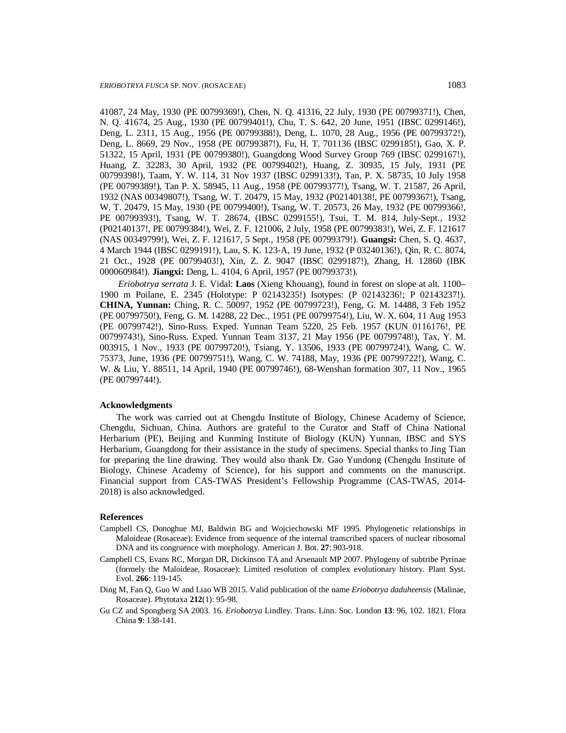41087, 24 May, 1930 (PE 00799369!), Chen, N. Q. 41316, 22 July, 1930 (PE 00799371!), Chen, N. Q. 41674, 25 Aug., 1930 (PE 00799401!), Chu, T. S. 642, 20 June, 1951 (IBSC 0299146!), Deng, L. 2311, 15 Aug., 1956 (PE 00799388!), Deng, L. 1070, 28 Aug., 1956 (PE 00799372!), Deng, L. 8669, 29 Nov., 1958 (PE 00799387!), Fu, H. T. 701136 (IBSC 0299185!), Gao, X. P. 51322, 15 April, 1931 (PE 00799380!), Guangdong Wood Survey Group 769 (IBSC 0299167!), Huang, Z. 32283, 30 April, 1932 (PE 00799402!), Huang, Z. 30935, 15 July, 1931 (PE 00799398!), Taam, Y. W. 114, 31 Nov 1937 (IBSC 0299133!), Tan, P. X. 58735, 10 July 1958 (PE 00799389!), Tan P. X. 58945, 11 Aug., 1958 (PE 00799377!), Tsang, W. T. 21587, 26 April, 1932 (NAS 00349807!), Tsang, W. T. 20479, 15 May, 1932 (P02140138!, PE 00799367!), Tsang, W. T. 20479, 15 May, 1930 (PE 00799400!), Tsang, W. T. 20573, 26 May, 1932 (PE 00799366!, PE 00799393!), Tsang, W. T. 28674, (IBSC 0299155!), Tsui, T. M. 814, July-Sept., 1932 (P02140137!, PE 00799384!), Wei, Z. F. 121006, 2 July, 1958 (PE 00799383!), Wei, Z. F. 121617 (NAS 00349799!), Wei, Z. F. 121617, 5 Sept., 1958 (PE 00799379!). **Guangsi:** Chen, S. Q. 4637, 4 March 1944 (IBSC 0299191!), Lau, S. K. 123-A, 19 June, 1932 (P 03240136!), Qin, R. C. 8074, 21 Oct., 1928 (PE 00799403!), Xin, Z. Z. 9047 (IBSC 0299187!), Zhang, H. 12860 (IBK 000060984!). **Jiangxi:** Deng, L. 4104, 6 April, 1957 (PE 00799373!).

*Eriobotrya serrata* J. E. Vidal: **Laos** (Xieng Khouang), found in forest on slope at alt. 1100–1900 m Poilane, E. 2345 (Holotype: P 02143235!) Isotypes: (P 02143236!; P 02143237!). **CHINA, Yunnan:** Ching, R. C. 50097, 1952 (PE 00799723!), Feng, G. M. 14488, 3 Feb 1952 (PE 00799750!), Feng, G. M. 14288, 22 Dec., 1951 (PE 00799754!), Liu, W. X. 604, 11 Aug 1953 (PE 00799742!), Sino-Russ. Exped. Yunnan Team 5220, 25 Feb. 1957 (KUN 0116176!, PE 00799743!), Sino-Russ. Exped. Yunnan Team 3137, 21 May 1956 (PE 00799748!), Tax, Y. M. 003915, 1 Nov., 1933 (PE 00799720!), Tsiang, Y. 13506, 1933 (PE 00799724!), Wang, C. W. 75373, June, 1936 (PE 00799751!), Wang, C. W. 74188, May, 1936 (PE 00799722!), Wang, C. W. & Liu, Y. 88511, 14 April, 1940 (PE 00799746!), 68-Wenshan formation 307, 11 Nov., 1965 (PE 00799744!).

### Acknowledgments

The work was carried out at Chengdu Institute of Biology, Chinese Academy of Science, Chengdu, Sichuan, China. Authors are grateful to the Curator and Staff of China National Herbarium (PE), Beijing and Kunming Institute of Biology (KUN) Yunnan, IBSC and SYS Herbarium, Guangdong for their assistance in the study of specimens. Special thanks to Jing Tian for preparing the line drawing. They would also thank Dr. Gao Yundong (Chengdu Institute of Biology, Chinese Academy of Science), for his support and comments on the manuscript. Financial support from CAS-TWAS President's Fellowship Programme (CAS-TWAS, 2014-2018) is also acknowledged.

### References

Campbell CS, Donoghue MJ, Baldwin BG and Wojciechowski MF 1995. Phylogenetic relationships in Maloideae (Rosaceae): Evidence from sequence of the internal transcribed spacers of nuclear ribosomal DNA and its congruence with morphology. American J. Bot. **27**: 903-918.

Campbell CS, Evans RC, Morgan DR, Dickinson TA and Arsenault MP 2007. Phylogeny of subtribe Pyrinae (formely the Maloideae, Rosaceae): Limited resolution of complex evolutionary history. Plant Syst. Evol. **266**: 119-145.

Ding M, Fan Q, Guo W and Liao WB 2015. Valid publication of the name *Eriobotrya daduheensis* (Malinae, Rosaceae). Phytotaxa **212**(1): 95-98.

Gu CZ and Spongberg SA 2003. 16. *Eriobotrya* Lindley. Trans. Linn. Soc. London **13**: 96, 102. 1821. Flora China **9**: 138-141.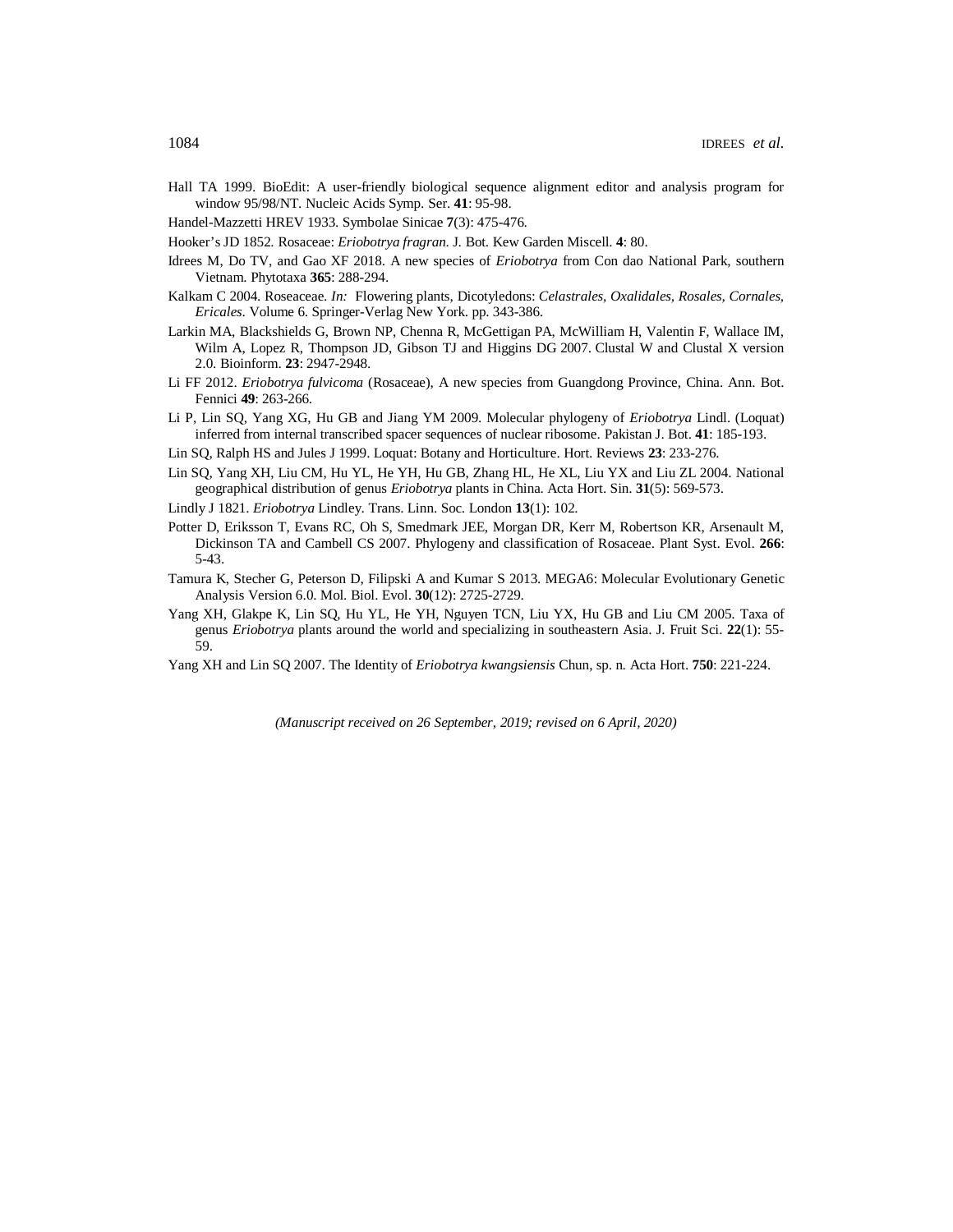Hall TA 1999. BioEdit: A user-friendly biological sequence alignment editor and analysis program for window 95/98/NT. Nucleic Acids Symp. Ser. **41**: 95-98.

Handel-Mazzetti HREV 1933. Symbolae Sinicae **7**(3): 475-476.

Hooker's JD 1852. Rosaceae: *Eriobotrya fragran.* J. Bot. Kew Garden Miscell. **4**: 80.

Idrees M, Do TV, and Gao XF 2018. A new species of *Eriobotrya* from Con dao National Park, southern Vietnam. Phytotaxa **365**: 288-294.

Kalkam C 2004. Roseaceae. *In:* Flowering plants, Dicotyledons: *Celastrales, Oxalidales, Rosales, Cornales, Ericales.* Volume 6. Springer-Verlag New York. pp. 343-386.

Larkin MA, Blackshields G, Brown NP, Chenna R, McGettigan PA, McWilliam H, Valentin F, Wallace IM, Wilm A, Lopez R, Thompson JD, Gibson TJ and Higgins DG 2007. Clustal W and Clustal X version 2.0. Bioinform. **23**: 2947-2948.

Li FF 2012. *Eriobotrya fulvicoma* (Rosaceae), A new species from Guangdong Province, China. Ann. Bot. Fennici **49**: 263-266.

Li P, Lin SQ, Yang XG, Hu GB and Jiang YM 2009. Molecular phylogeny of *Eriobotrya* Lindl. (Loquat) inferred from internal transcribed spacer sequences of nuclear ribosome. Pakistan J. Bot. **41**: 185-193.

Lin SQ, Ralph HS and Jules J 1999. Loquat: Botany and Horticulture. Hort. Reviews **23**: 233-276.

Lin SQ, Yang XH, Liu CM, Hu YL, He YH, Hu GB, Zhang HL, He XL, Liu YX and Liu ZL 2004. National geographical distribution of genus *Eriobotrya* plants in China. Acta Hort. Sin. **31**(5): 569-573.

Lindly J 1821. *Eriobotrya* Lindley. Trans. Linn. Soc. London **13**(1): 102.

Potter D, Eriksson T, Evans RC, Oh S, Smedmark JEE, Morgan DR, Kerr M, Robertson KR, Arsenault M, Dickinson TA and Cambell CS 2007. Phylogeny and classification of Rosaceae. Plant Syst. Evol. **266**: 5-43.

Tamura K, Stecher G, Peterson D, Filipski A and Kumar S 2013. MEGA6: Molecular Evolutionary Genetic Analysis Version 6.0. Mol. Biol. Evol. **30**(12): 2725-2729.

Yang XH, Glakpe K, Lin SQ, Hu YL, He YH, Nguyen TCN, Liu YX, Hu GB and Liu CM 2005. Taxa of genus *Eriobotrya* plants around the world and specializing in southeastern Asia. J. Fruit Sci. **22**(1): 55-59.

Yang XH and Lin SQ 2007. The Identity of *Eriobotrya kwangsiensis* Chun, sp. n. Acta Hort. **750**: 221-224.

*(Manuscript received on 26 September, 2019; revised on 6 April, 2020)*